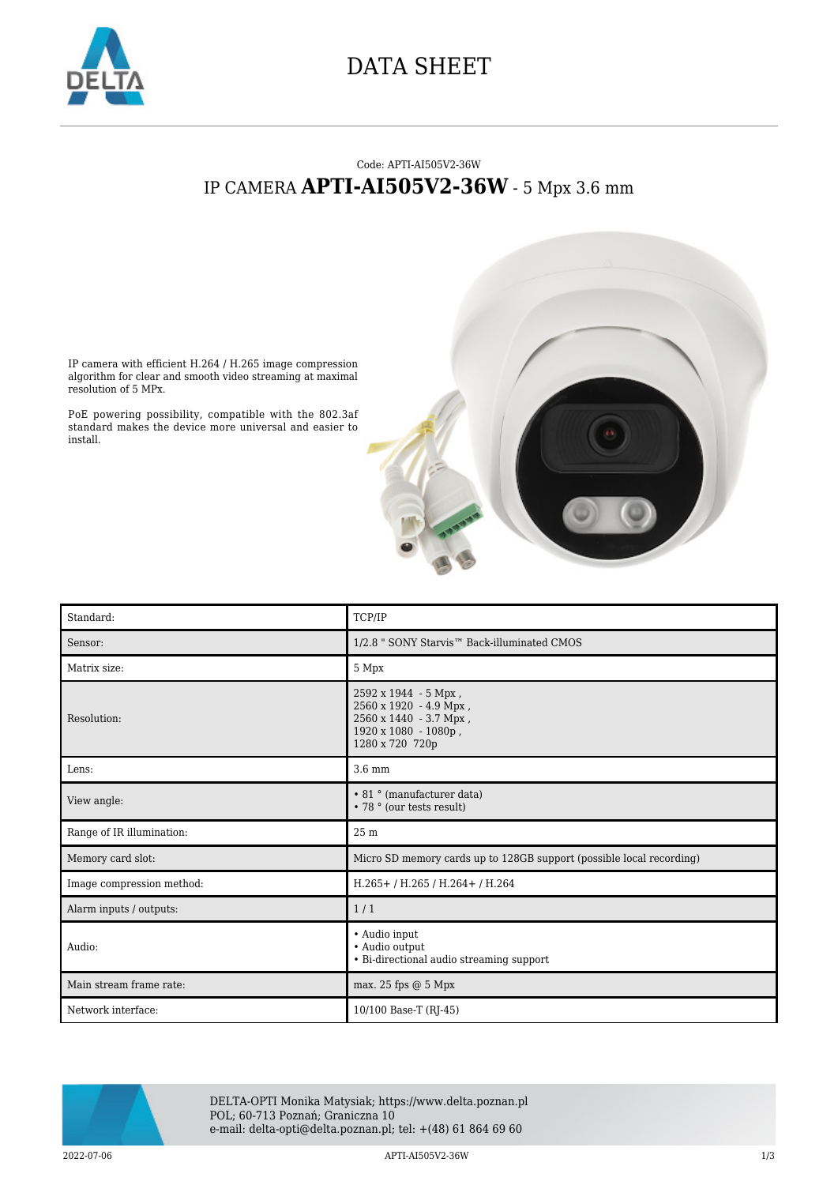# DATA SHEET

Code: APTI-AI505V2-36W

## IP CAMERA **APTI-AI505V2-36W** - 5 Mpx 3.6 mm

IP camera with efficient H.264 / H.265 image compression algorithm for clear and smooth video streaming at maximal resolution of 5 MPx.

PoE powering possibility, compatible with the 802.3af standard makes the device more universal and easier to install.

| | |
|---|---|
| Standard: | TCP/IP |
| Sensor: | 1/2.8 " SONY Starvis™ Back-illuminated CMOS |
| Matrix size: | 5 Mpx |
| Resolution: | 2592 x 1944 - 5 Mpx ,<br>2560 x 1920 - 4.9 Mpx ,<br>2560 x 1440 - 3.7 Mpx ,<br>1920 x 1080 - 1080p ,<br>1280 x 720 720p |
| Lens: | 3.6 mm |
| View angle: | • 81 ° (manufacturer data)<br>• 78 ° (our tests result) |
| Range of IR illumination: | 25 m |
| Memory card slot: | Micro SD memory cards up to 128GB support (possible local recording) |
| Image compression method: | H.265+ / H.265 / H.264+ / H.264 |
| Alarm inputs / outputs: | 1 / 1 |
| Audio: | • Audio input<br>• Audio output<br>• Bi-directional audio streaming support |
| Main stream frame rate: | max. 25 fps @ 5 Mpx |
| Network interface: | 10/100 Base-T (RJ-45) |

DELTA-OPTI Monika Matysiak; https://www.delta.poznan.pl
POL; 60-713 Poznań; Graniczna 10
e-mail: delta-opti@delta.poznan.pl; tel: +(48) 61 864 69 60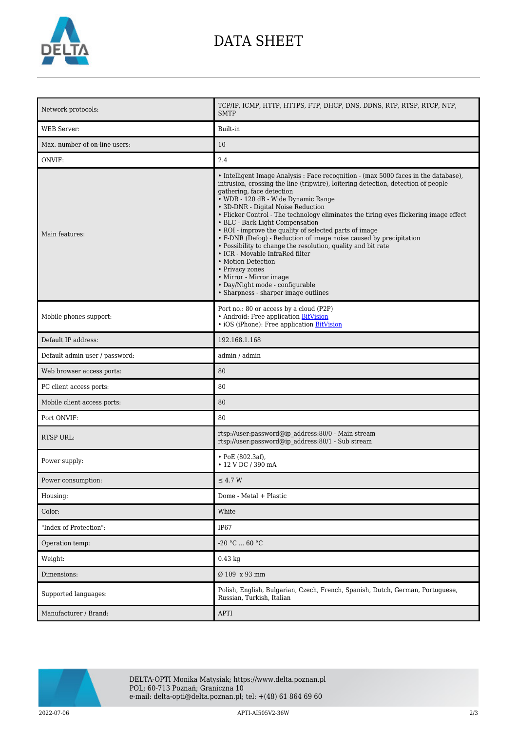# DATA SHEET

| | |
|---|---|
| Network protocols: | TCP/IP, ICMP, HTTP, HTTPS, FTP, DHCP, DNS, DDNS, RTP, RTSP, RTCP, NTP, SMTP |
| WEB Server: | Built-in |
| Max. number of on-line users: | 10 |
| ONVIF: | 2.4 |
| Main features: | • Intelligent Image Analysis : Face recognition - (max 5000 faces in the database), intrusion, crossing the line (tripwire), loitering detection, detection of people gathering, face detection<br>• WDR - 120 dB - Wide Dynamic Range<br>• 3D-DNR - Digital Noise Reduction<br>• Flicker Control - The technology eliminates the tiring eyes flickering image effect<br>• BLC - Back Light Compensation<br>• ROI - improve the quality of selected parts of image<br>• F-DNR (Defog) - Reduction of image noise caused by precipitation<br>• Possibility to change the resolution, quality and bit rate<br>• ICR - Movable InfraRed filter<br>• Motion Detection<br>• Privacy zones<br>• Mirror - Mirror image<br>• Day/Night mode - configurable<br>• Sharpness - sharper image outlines |
| Mobile phones support: | Port no.: 80 or access by a cloud (P2P)<br>• Android: Free application BitVision<br>• iOS (iPhone): Free application BitVision |
| Default IP address: | 192.168.1.168 |
| Default admin user / password: | admin / admin |
| Web browser access ports: | 80 |
| PC client access ports: | 80 |
| Mobile client access ports: | 80 |
| Port ONVIF: | 80 |
| RTSP URL: | rtsp://user:password@ip_address:80/0 - Main stream<br>rtsp://user:password@ip_address:80/1 - Sub stream |
| Power supply: | • PoE (802.3af),<br>• 12 V DC / 390 mA |
| Power consumption: | ≤ 4.7 W |
| Housing: | Dome - Metal + Plastic |
| Color: | White |
| "Index of Protection": | IP67 |
| Operation temp: | -20 °C ... 60 °C |
| Weight: | 0.43 kg |
| Dimensions: | Ø 109 x 93 mm |
| Supported languages: | Polish, English, Bulgarian, Czech, French, Spanish, Dutch, German, Portuguese, Russian, Turkish, Italian |
| Manufacturer / Brand: | APTI |

DELTA-OPTI Monika Matysiak; https://www.delta.poznan.pl
POL; 60-713 Poznań; Graniczna 10
e-mail: delta-opti@delta.poznan.pl; tel: +(48) 61 864 69 60

2022-07-06 APTI-AI505V2-36W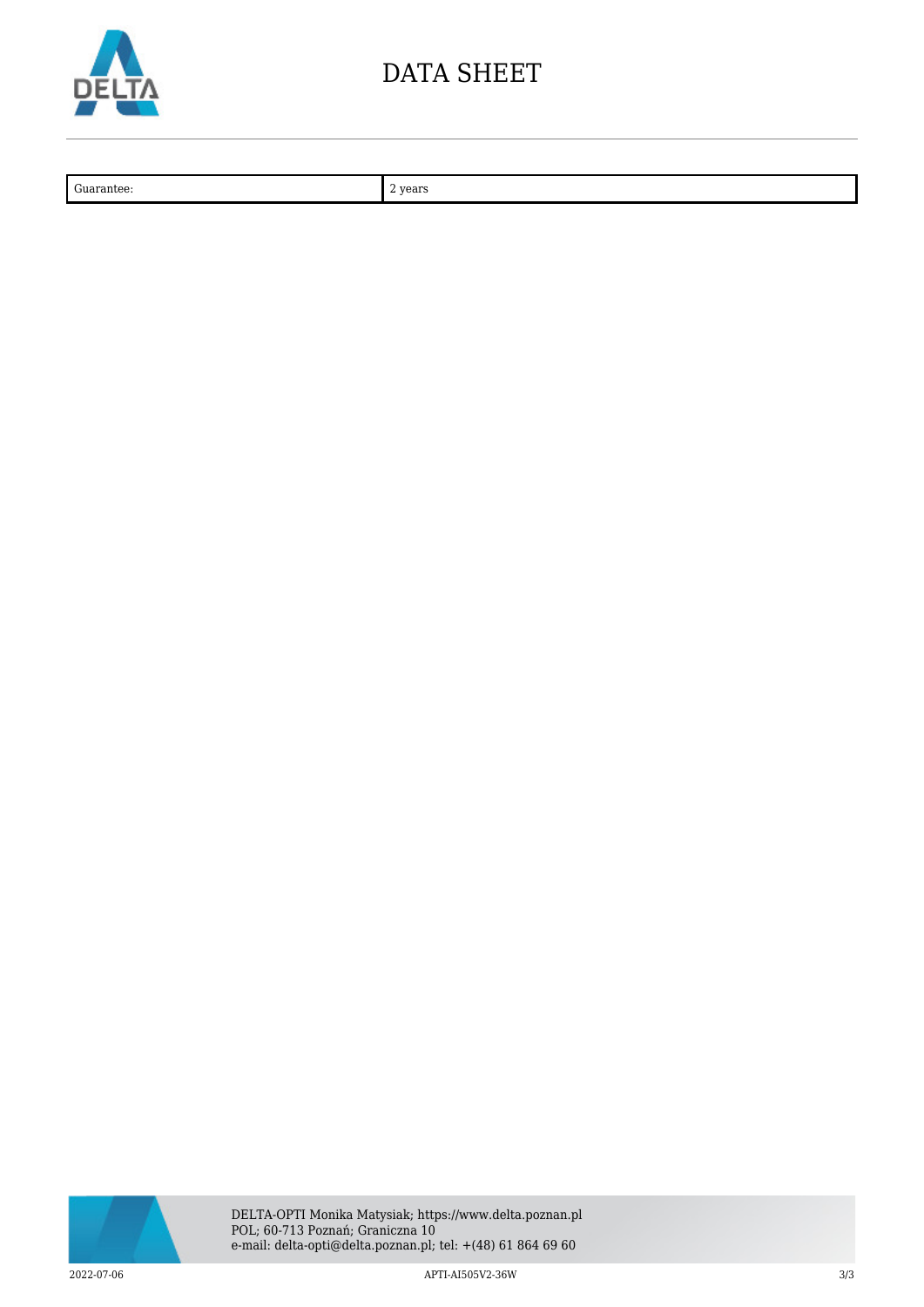# DATA SHEET

| | |
|---|---|
| Guarantee: | 2 years |